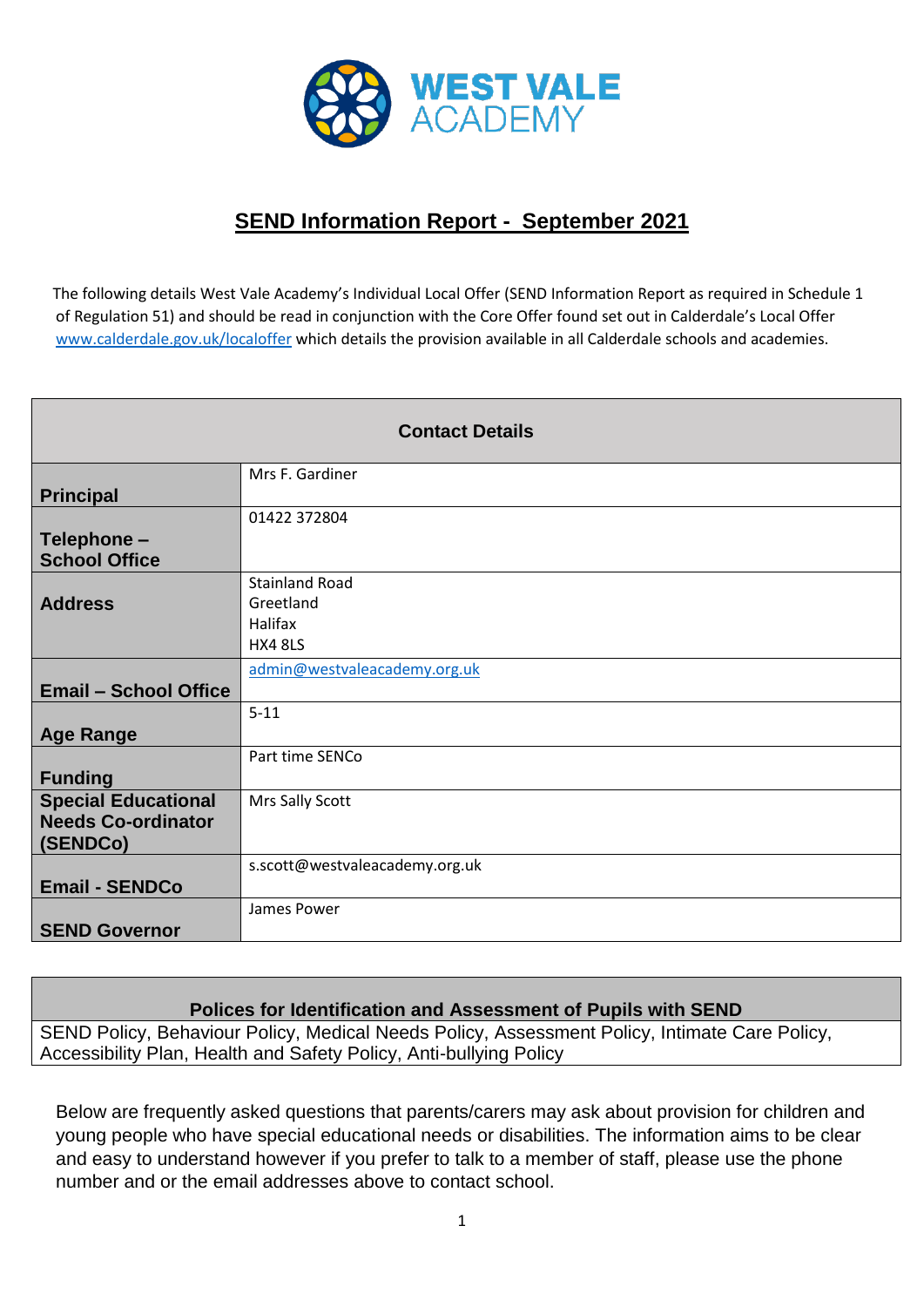WEST VALE ACADEMY

# SEND Information Report - September 2021

The following details West Vale Academy's Individual Local Offer (SEND Information Report as required in Schedule 1 of Regulation 51) and should be read in conjunction with the Core Offer found set out in Calderdale's Local Offer www.calderdale.gov.uk/localoffer which details the provision available in all Calderdale schools and academies.

| Contact Details | |
|---|---|
| **Principal** | Mrs F. Gardiner |
| **Telephone – School Office** | 01422 372804 |
| **Address** | Stainland Road<br>Greetland<br>Halifax<br>HX4 8LS |
| **Email – School Office** | admin@westvaleacademy.org.uk |
| **Age Range** | 5-11 |
| **Funding** | Part time SENCo |
| **Special Educational Needs Co-ordinator (SENDCo)** | Mrs Sally Scott |
| **Email - SENDCo** | s.scott@westvaleacademy.org.uk |
| **SEND Governor** | James Power |

| Polices for Identification and Assessment of Pupils with SEND |
|---|
| SEND Policy, Behaviour Policy, Medical Needs Policy, Assessment Policy, Intimate Care Policy, Accessibility Plan, Health and Safety Policy, Anti-bullying Policy |

Below are frequently asked questions that parents/carers may ask about provision for children and young people who have special educational needs or disabilities. The information aims to be clear and easy to understand however if you prefer to talk to a member of staff, please use the phone number and or the email addresses above to contact school.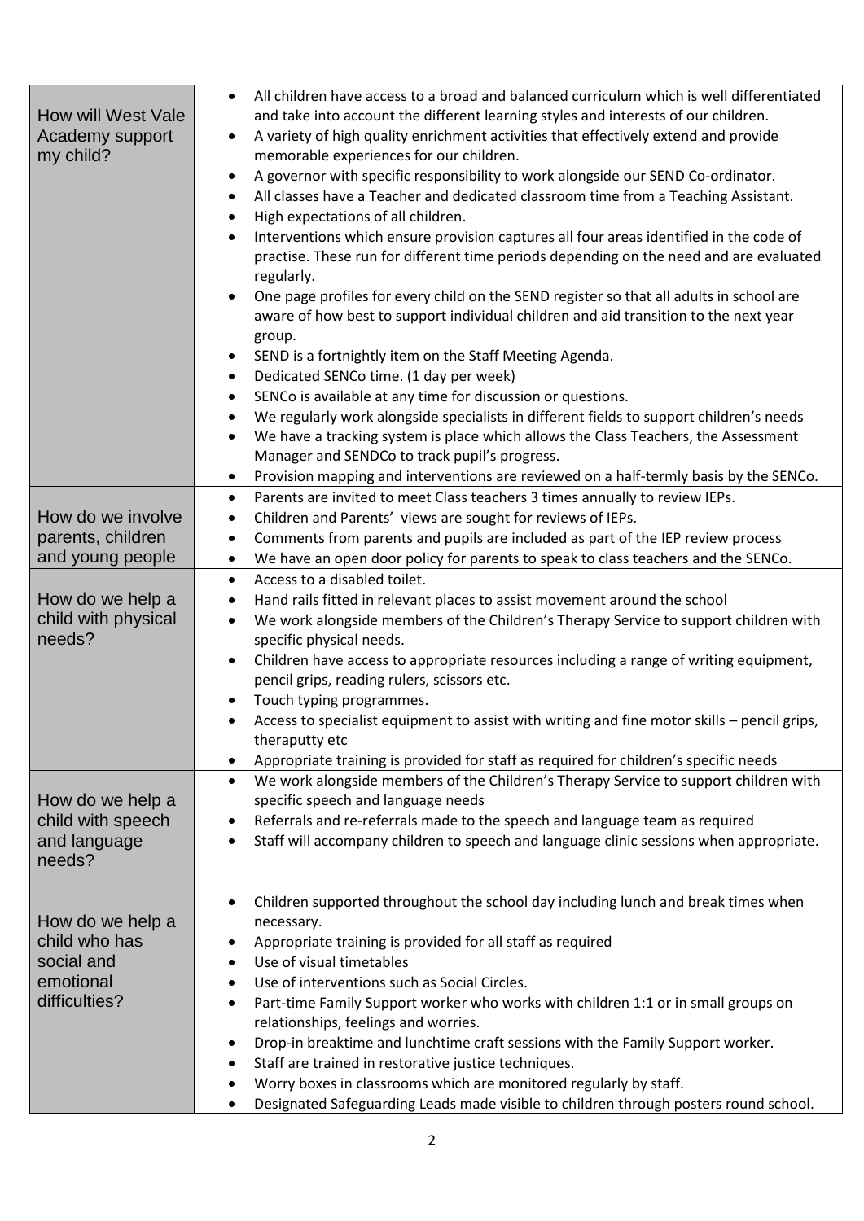| | |
|---|---|
| How will West Vale Academy support my child? | • All children have access to a broad and balanced curriculum which is well differentiated and take into account the different learning styles and interests of our children.<br>• A variety of high quality enrichment activities that effectively extend and provide memorable experiences for our children.<br>• A governor with specific responsibility to work alongside our SEND Co-ordinator.<br>• All classes have a Teacher and dedicated classroom time from a Teaching Assistant.<br>• High expectations of all children.<br>• Interventions which ensure provision captures all four areas identified in the code of practise. These run for different time periods depending on the need and are evaluated regularly.<br>• One page profiles for every child on the SEND register so that all adults in school are aware of how best to support individual children and aid transition to the next year group.<br>• SEND is a fortnightly item on the Staff Meeting Agenda.<br>• Dedicated SENCo time. (1 day per week)<br>• SENCo is available at any time for discussion or questions.<br>• We regularly work alongside specialists in different fields to support children's needs<br>• We have a tracking system is place which allows the Class Teachers, the Assessment Manager and SENDCo to track pupil's progress.<br>• Provision mapping and interventions are reviewed on a half-termly basis by the SENCo. |
| How do we involve parents, children and young people | • Parents are invited to meet Class teachers 3 times annually to review IEPs.<br>• Children and Parents' views are sought for reviews of IEPs.<br>• Comments from parents and pupils are included as part of the IEP review process<br>• We have an open door policy for parents to speak to class teachers and the SENCo. |
| How do we help a child with physical needs? | • Access to a disabled toilet.<br>• Hand rails fitted in relevant places to assist movement around the school<br>• We work alongside members of the Children's Therapy Service to support children with specific physical needs.<br>• Children have access to appropriate resources including a range of writing equipment, pencil grips, reading rulers, scissors etc.<br>• Touch typing programmes.<br>• Access to specialist equipment to assist with writing and fine motor skills – pencil grips, theraputty etc<br>• Appropriate training is provided for staff as required for children's specific needs |
| How do we help a child with speech and language needs? | • We work alongside members of the Children's Therapy Service to support children with specific speech and language needs<br>• Referrals and re-referrals made to the speech and language team as required<br>• Staff will accompany children to speech and language clinic sessions when appropriate. |
| How do we help a child who has social and emotional difficulties? | • Children supported throughout the school day including lunch and break times when necessary.<br>• Appropriate training is provided for all staff as required<br>• Use of visual timetables<br>• Use of interventions such as Social Circles.<br>• Part-time Family Support worker who works with children 1:1 or in small groups on relationships, feelings and worries.<br>• Drop-in breaktime and lunchtime craft sessions with the Family Support worker.<br>• Staff are trained in restorative justice techniques.<br>• Worry boxes in classrooms which are monitored regularly by staff.<br>• Designated Safeguarding Leads made visible to children through posters round school. |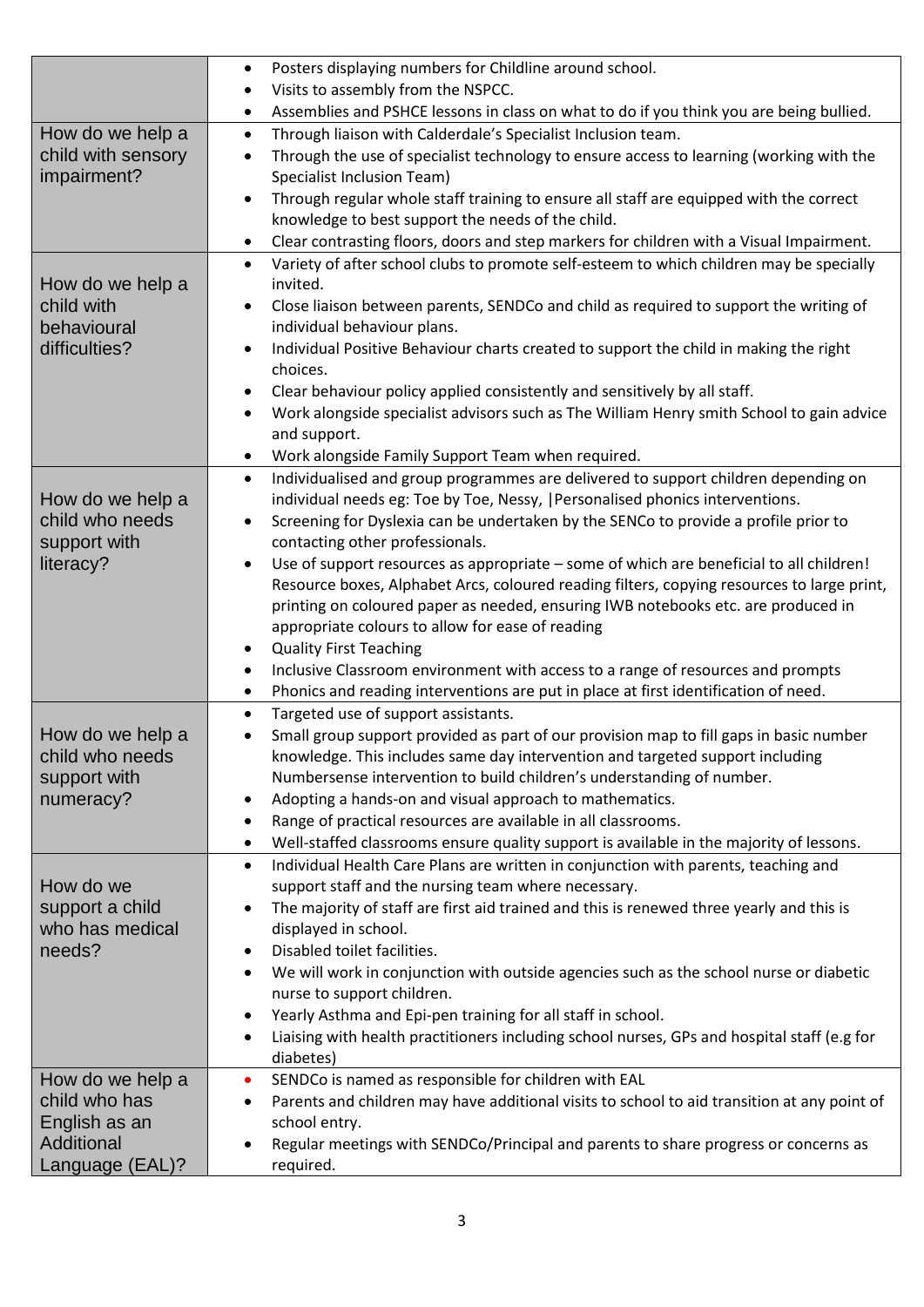| | |
|---|---|
| | • Posters displaying numbers for Childline around school.<br>• Visits to assembly from the NSPCC.<br>• Assemblies and PSHCE lessons in class on what to do if you think you are being bullied. |
| How do we help a child with sensory impairment? | • Through liaison with Calderdale's Specialist Inclusion team.<br>• Through the use of specialist technology to ensure access to learning (working with the Specialist Inclusion Team)<br>• Through regular whole staff training to ensure all staff are equipped with the correct knowledge to best support the needs of the child.<br>• Clear contrasting floors, doors and step markers for children with a Visual Impairment. |
| How do we help a child with behavioural difficulties? | • Variety of after school clubs to promote self-esteem to which children may be specially invited.<br>• Close liaison between parents, SENDCo and child as required to support the writing of individual behaviour plans.<br>• Individual Positive Behaviour charts created to support the child in making the right choices.<br>• Clear behaviour policy applied consistently and sensitively by all staff.<br>• Work alongside specialist advisors such as The William Henry smith School to gain advice and support.<br>• Work alongside Family Support Team when required. |
| How do we help a child who needs support with literacy? | • Individualised and group programmes are delivered to support children depending on individual needs eg: Toe by Toe, Nessy, \|Personalised phonics interventions.<br>• Screening for Dyslexia can be undertaken by the SENCo to provide a profile prior to contacting other professionals.<br>• Use of support resources as appropriate – some of which are beneficial to all children! Resource boxes, Alphabet Arcs, coloured reading filters, copying resources to large print, printing on coloured paper as needed, ensuring IWB notebooks etc. are produced in appropriate colours to allow for ease of reading<br>• Quality First Teaching<br>• Inclusive Classroom environment with access to a range of resources and prompts<br>• Phonics and reading interventions are put in place at first identification of need. |
| How do we help a child who needs support with numeracy? | • Targeted use of support assistants.<br>• Small group support provided as part of our provision map to fill gaps in basic number knowledge. This includes same day intervention and targeted support including Numbersense intervention to build children's understanding of number.<br>• Adopting a hands-on and visual approach to mathematics.<br>• Range of practical resources are available in all classrooms.<br>• Well-staffed classrooms ensure quality support is available in the majority of lessons. |
| How do we support a child who has medical needs? | • Individual Health Care Plans are written in conjunction with parents, teaching and support staff and the nursing team where necessary.<br>• The majority of staff are first aid trained and this is renewed three yearly and this is displayed in school.<br>• Disabled toilet facilities.<br>• We will work in conjunction with outside agencies such as the school nurse or diabetic nurse to support children.<br>• Yearly Asthma and Epi-pen training for all staff in school.<br>• Liaising with health practitioners including school nurses, GPs and hospital staff (e.g for diabetes) |
| How do we help a child who has English as an Additional Language (EAL)? | • SENDCo is named as responsible for children with EAL<br>• Parents and children may have additional visits to school to aid transition at any point of school entry.<br>• Regular meetings with SENDCo/Principal and parents to share progress or concerns as required. |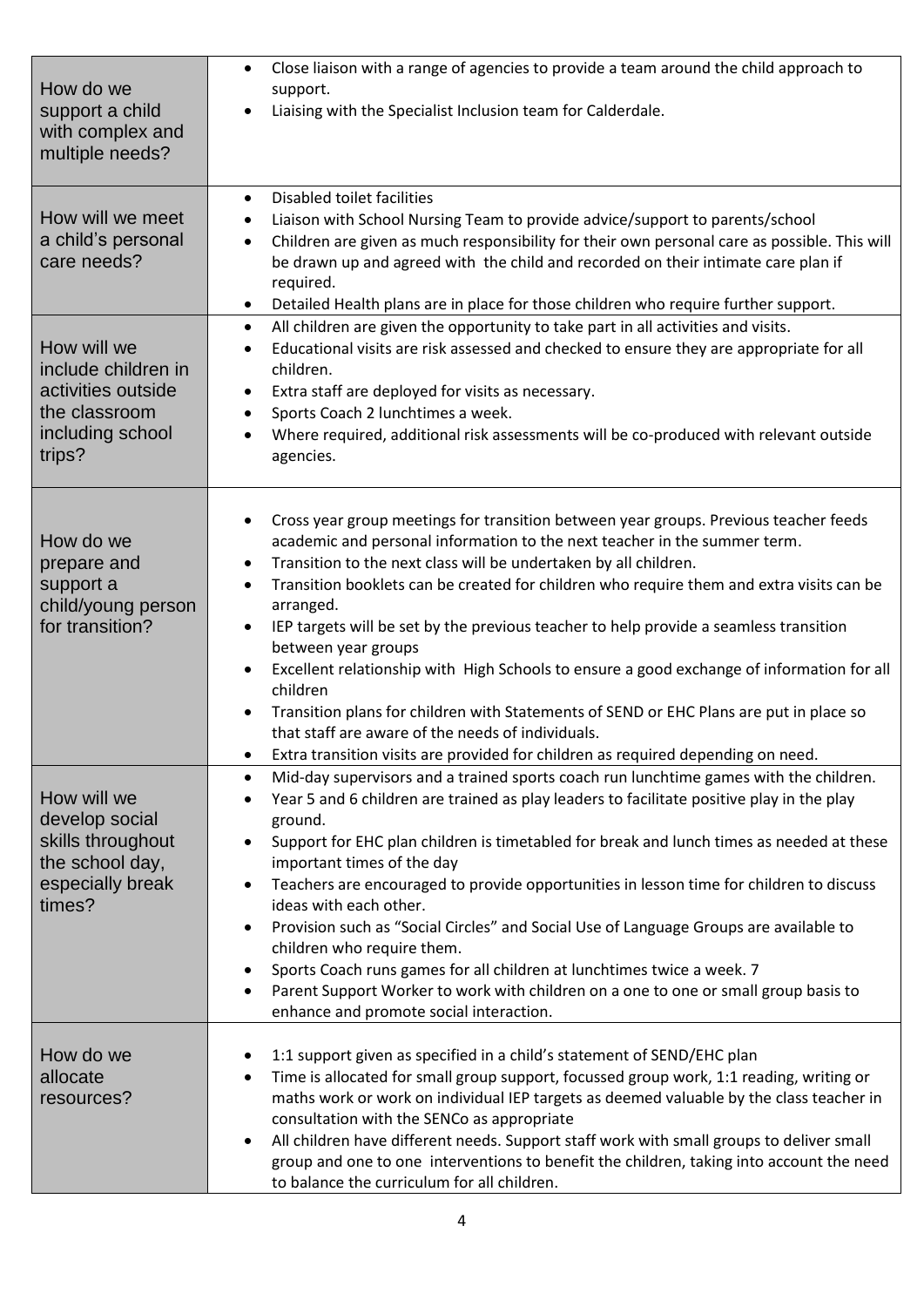| | |
|---|---|
| How do we support a child with complex and multiple needs? | • Close liaison with a range of agencies to provide a team around the child approach to support.<br>• Liaising with the Specialist Inclusion team for Calderdale. |
| How will we meet a child's personal care needs? | • Disabled toilet facilities<br>• Liaison with School Nursing Team to provide advice/support to parents/school<br>• Children are given as much responsibility for their own personal care as possible. This will be drawn up and agreed with the child and recorded on their intimate care plan if required.<br>• Detailed Health plans are in place for those children who require further support. |
| How will we include children in activities outside the classroom including school trips? | • All children are given the opportunity to take part in all activities and visits.<br>• Educational visits are risk assessed and checked to ensure they are appropriate for all children.<br>• Extra staff are deployed for visits as necessary.<br>• Sports Coach 2 lunchtimes a week.<br>• Where required, additional risk assessments will be co-produced with relevant outside agencies. |
| How do we prepare and support a child/young person for transition? | • Cross year group meetings for transition between year groups. Previous teacher feeds academic and personal information to the next teacher in the summer term.<br>• Transition to the next class will be undertaken by all children.<br>• Transition booklets can be created for children who require them and extra visits can be arranged.<br>• IEP targets will be set by the previous teacher to help provide a seamless transition between year groups<br>• Excellent relationship with High Schools to ensure a good exchange of information for all children<br>• Transition plans for children with Statements of SEND or EHC Plans are put in place so that staff are aware of the needs of individuals.<br>• Extra transition visits are provided for children as required depending on need. |
| How will we develop social skills throughout the school day, especially break times? | • Mid-day supervisors and a trained sports coach run lunchtime games with the children.<br>• Year 5 and 6 children are trained as play leaders to facilitate positive play in the play ground.<br>• Support for EHC plan children is timetabled for break and lunch times as needed at these important times of the day<br>• Teachers are encouraged to provide opportunities in lesson time for children to discuss ideas with each other.<br>• Provision such as "Social Circles" and Social Use of Language Groups are available to children who require them.<br>• Sports Coach runs games for all children at lunchtimes twice a week. 7<br>• Parent Support Worker to work with children on a one to one or small group basis to enhance and promote social interaction. |
| How do we allocate resources? | • 1:1 support given as specified in a child's statement of SEND/EHC plan<br>• Time is allocated for small group support, focussed group work, 1:1 reading, writing or maths work or work on individual IEP targets as deemed valuable by the class teacher in consultation with the SENCo as appropriate<br>• All children have different needs. Support staff work with small groups to deliver small group and one to one interventions to benefit the children, taking into account the need to balance the curriculum for all children. |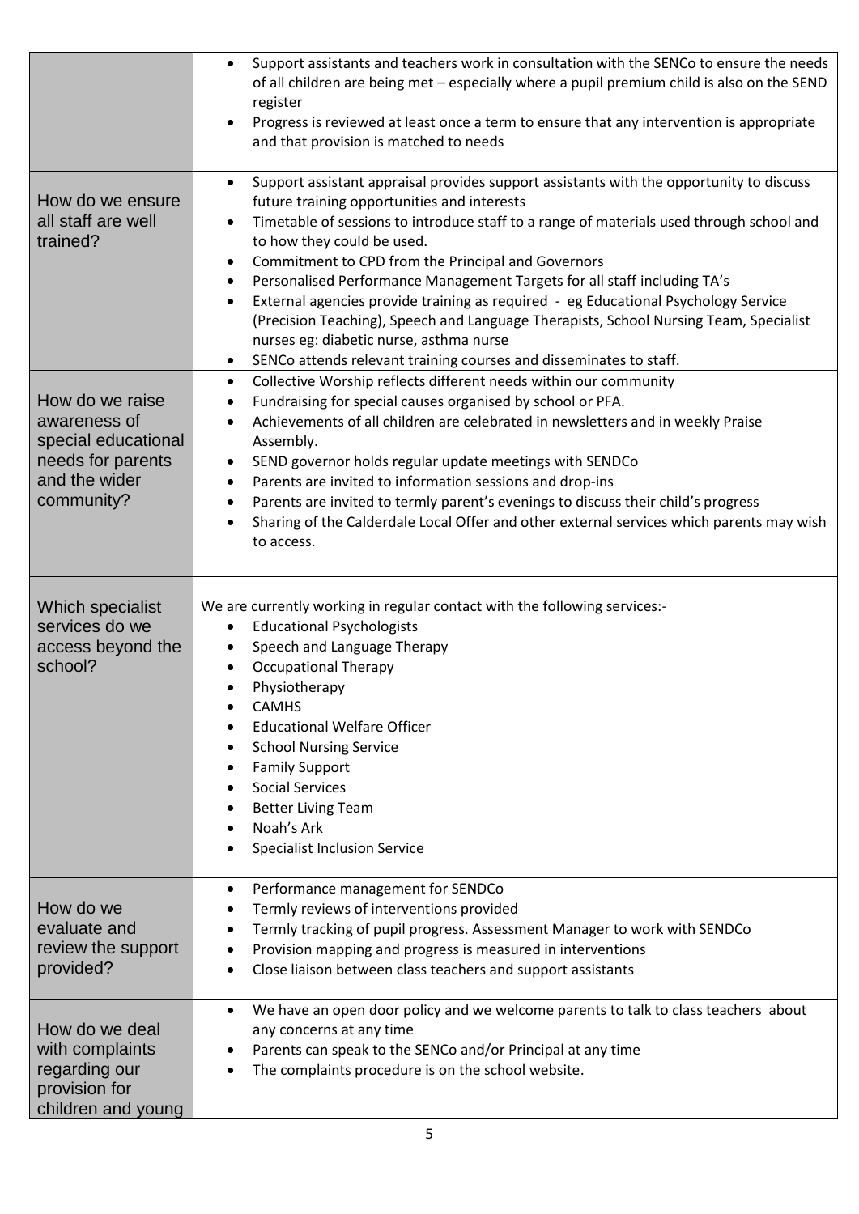| | |
|---|---|
| | • Support assistants and teachers work in consultation with the SENCo to ensure the needs of all children are being met – especially where a pupil premium child is also on the SEND register<br>• Progress is reviewed at least once a term to ensure that any intervention is appropriate and that provision is matched to needs |
| How do we ensure all staff are well trained? | • Support assistant appraisal provides support assistants with the opportunity to discuss future training opportunities and interests<br>• Timetable of sessions to introduce staff to a range of materials used through school and to how they could be used.<br>• Commitment to CPD from the Principal and Governors<br>• Personalised Performance Management Targets for all staff including TA's<br>• External agencies provide training as required - eg Educational Psychology Service (Precision Teaching), Speech and Language Therapists, School Nursing Team, Specialist nurses eg: diabetic nurse, asthma nurse<br>• SENCo attends relevant training courses and disseminates to staff. |
| How do we raise awareness of special educational needs for parents and the wider community? | • Collective Worship reflects different needs within our community<br>• Fundraising for special causes organised by school or PFA.<br>• Achievements of all children are celebrated in newsletters and in weekly Praise Assembly.<br>• SEND governor holds regular update meetings with SENDCo<br>• Parents are invited to information sessions and drop-ins<br>• Parents are invited to termly parent's evenings to discuss their child's progress<br>• Sharing of the Calderdale Local Offer and other external services which parents may wish to access. |
| Which specialist services do we access beyond the school? | We are currently working in regular contact with the following services:-<br>• Educational Psychologists<br>• Speech and Language Therapy<br>• Occupational Therapy<br>• Physiotherapy<br>• CAMHS<br>• Educational Welfare Officer<br>• School Nursing Service<br>• Family Support<br>• Social Services<br>• Better Living Team<br>• Noah's Ark<br>• Specialist Inclusion Service |
| How do we evaluate and review the support provided? | • Performance management for SENDCo<br>• Termly reviews of interventions provided<br>• Termly tracking of pupil progress. Assessment Manager to work with SENDCo<br>• Provision mapping and progress is measured in interventions<br>• Close liaison between class teachers and support assistants |
| How do we deal with complaints regarding our provision for children and young | • We have an open door policy and we welcome parents to talk to class teachers about any concerns at any time<br>• Parents can speak to the SENCo and/or Principal at any time<br>• The complaints procedure is on the school website. |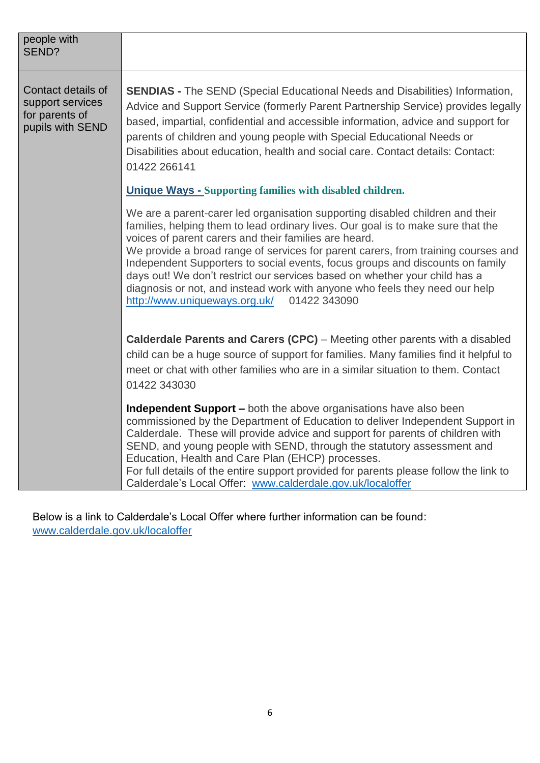| | |
|---|---|
| people with SEND? | |
| Contact details of support services for parents of pupils with SEND | **SENDIAS -** The SEND (Special Educational Needs and Disabilities) Information, Advice and Support Service (formerly Parent Partnership Service) provides legally based, impartial, confidential and accessible information, advice and support for parents of children and young people with Special Educational Needs or Disabilities about education, health and social care. Contact details: Contact: 01422 266141<br><br>**Unique Ways - Supporting families with disabled children.**<br><br>We are a parent-carer led organisation supporting disabled children and their families, helping them to lead ordinary lives. Our goal is to make sure that the voices of parent carers and their families are heard.<br>We provide a broad range of services for parent carers, from training courses and Independent Supporters to social events, focus groups and discounts on family days out! We don't restrict our services based on whether your child has a diagnosis or not, and instead work with anyone who feels they need our help<br>http://www.uniqueways.org.uk/ 01422 343090<br><br>**Calderdale Parents and Carers (CPC)** – Meeting other parents with a disabled child can be a huge source of support for families. Many families find it helpful to meet or chat with other families who are in a similar situation to them. Contact 01422 343030<br><br>**Independent Support –** both the above organisations have also been commissioned by the Department of Education to deliver Independent Support in Calderdale. These will provide advice and support for parents of children with SEND, and young people with SEND, through the statutory assessment and Education, Health and Care Plan (EHCP) processes.<br>For full details of the entire support provided for parents please follow the link to Calderdale's Local Offer: www.calderdale.gov.uk/localoffer |

Below is a link to Calderdale's Local Offer where further information can be found:
www.calderdale.gov.uk/localoffer